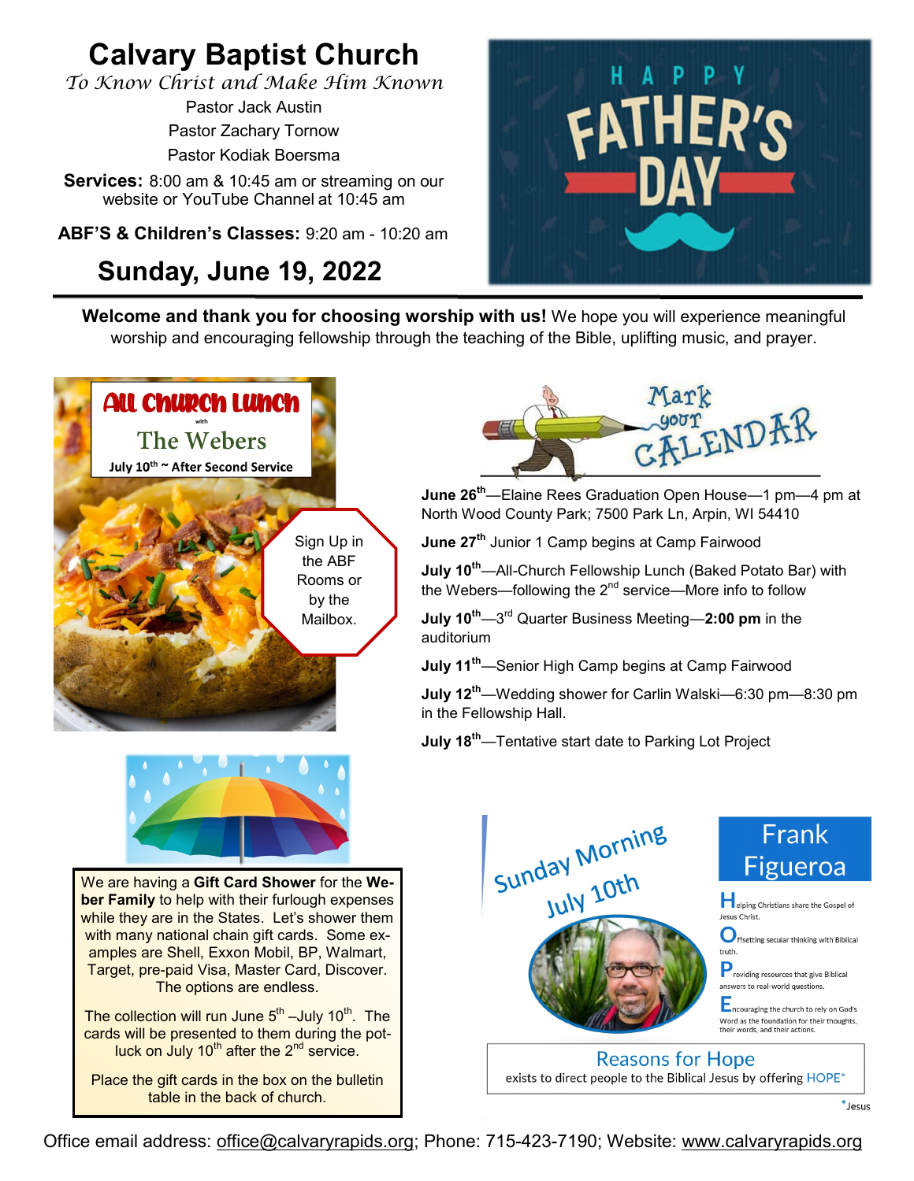# Calvary Baptist Church

*To Know Christ and Make Him Known*

Pastor Jack Austin
Pastor Zachary Tornow
Pastor Kodiak Boersma

**Services:** 8:00 am & 10:45 am or streaming on our website or YouTube Channel at 10:45 am

**ABF'S & Children's Classes:** 9:20 am - 10:20 am

## Sunday, June 19, 2022

HAPPY FATHER'S DAY

**Welcome and thank you for choosing worship with us!** We hope you will experience meaningful worship and encouraging fellowship through the teaching of the Bible, uplifting music, and prayer.

### All Church Lunch

with

The Webers

July 10th ~ After Second Service

Sign Up in the ABF Rooms or by the Mailbox.

We are having a **Gift Card Shower** for the **Weber Family** to help with their furlough expenses while they are in the States. Let's shower them with many national chain gift cards. Some examples are Shell, Exxon Mobil, BP, Walmart, Target, pre-paid Visa, Master Card, Discover. The options are endless.

The collection will run June 5th –July 10th. The cards will be presented to them during the potluck on July 10th after the 2nd service.

Place the gift cards in the box on the bulletin table in the back of church.

### Mark your CALENDAR

**June 26th**—Elaine Rees Graduation Open House—1 pm—4 pm at North Wood County Park; 7500 Park Ln, Arpin, WI 54410

**June 27th** Junior 1 Camp begins at Camp Fairwood

**July 10th**—All-Church Fellowship Lunch (Baked Potato Bar) with the Webers—following the 2nd service—More info to follow

**July 10th**—3rd Quarter Business Meeting—**2:00 pm** in the auditorium

**July 11th**—Senior High Camp begins at Camp Fairwood

**July 12th**—Wedding shower for Carlin Walski—6:30 pm—8:30 pm in the Fellowship Hall.

**July 18th**—Tentative start date to Parking Lot Project

Sunday Morning July 10th

Frank Figueroa

**H**elping Christians share the Gospel of Jesus Christ.

**O**ffsetting secular thinking with Biblical truth.

**P**roviding resources that give Biblical answers to real-world questions.

**E**ncouraging the church to rely on God's Word as the foundation for their thoughts, their words, and their actions.

Reasons for Hope
exists to direct people to the Biblical Jesus by offering HOPE*

*Jesus

Office email address: office@calvaryrapids.org; Phone: 715-423-7190; Website: www.calvaryrapids.org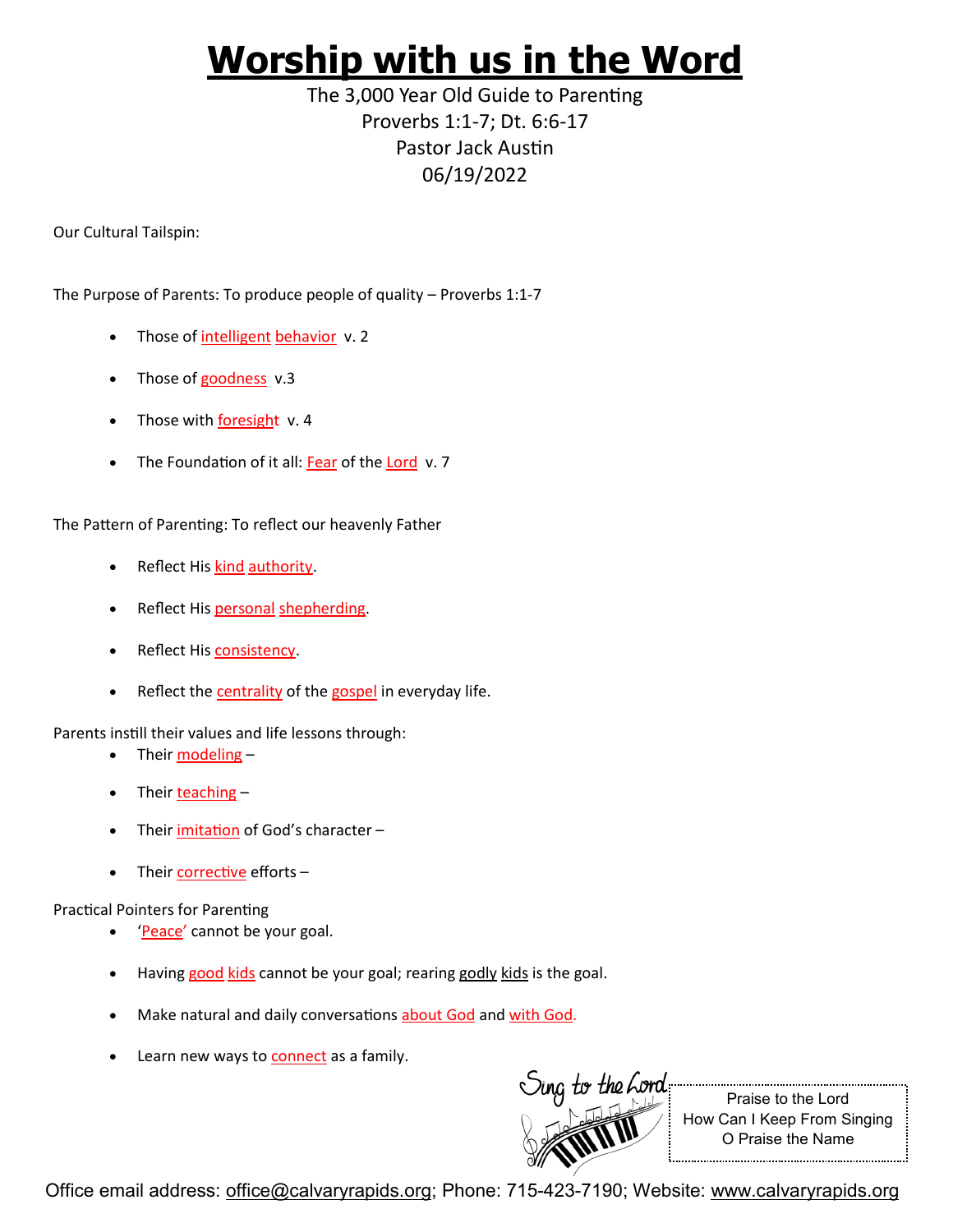# Worship with us in the Word

The 3,000 Year Old Guide to Parenting
Proverbs 1:1-7; Dt. 6:6-17
Pastor Jack Austin
06/19/2022

Our Cultural Tailspin:

The Purpose of Parents: To produce people of quality – Proverbs 1:1-7

- Those of intelligent behavior v. 2
- Those of goodness v.3
- Those with foresight v. 4
- The Foundation of it all: Fear of the Lord v. 7

The Pattern of Parenting: To reflect our heavenly Father

- Reflect His kind authority.
- Reflect His personal shepherding.
- Reflect His consistency.
- Reflect the centrality of the gospel in everyday life.

Parents instill their values and life lessons through:

- Their modeling –
- Their teaching –
- Their imitation of God's character –
- Their corrective efforts –

Practical Pointers for Parenting

- 'Peace' cannot be your goal.
- Having good kids cannot be your goal; rearing godly kids is the goal.
- Make natural and daily conversations about God and with God.
- Learn new ways to connect as a family.

Sing to the Lord

Praise to the Lord
How Can I Keep From Singing
O Praise the Name

Office email address: office@calvaryrapids.org; Phone: 715-423-7190; Website: www.calvaryrapids.org